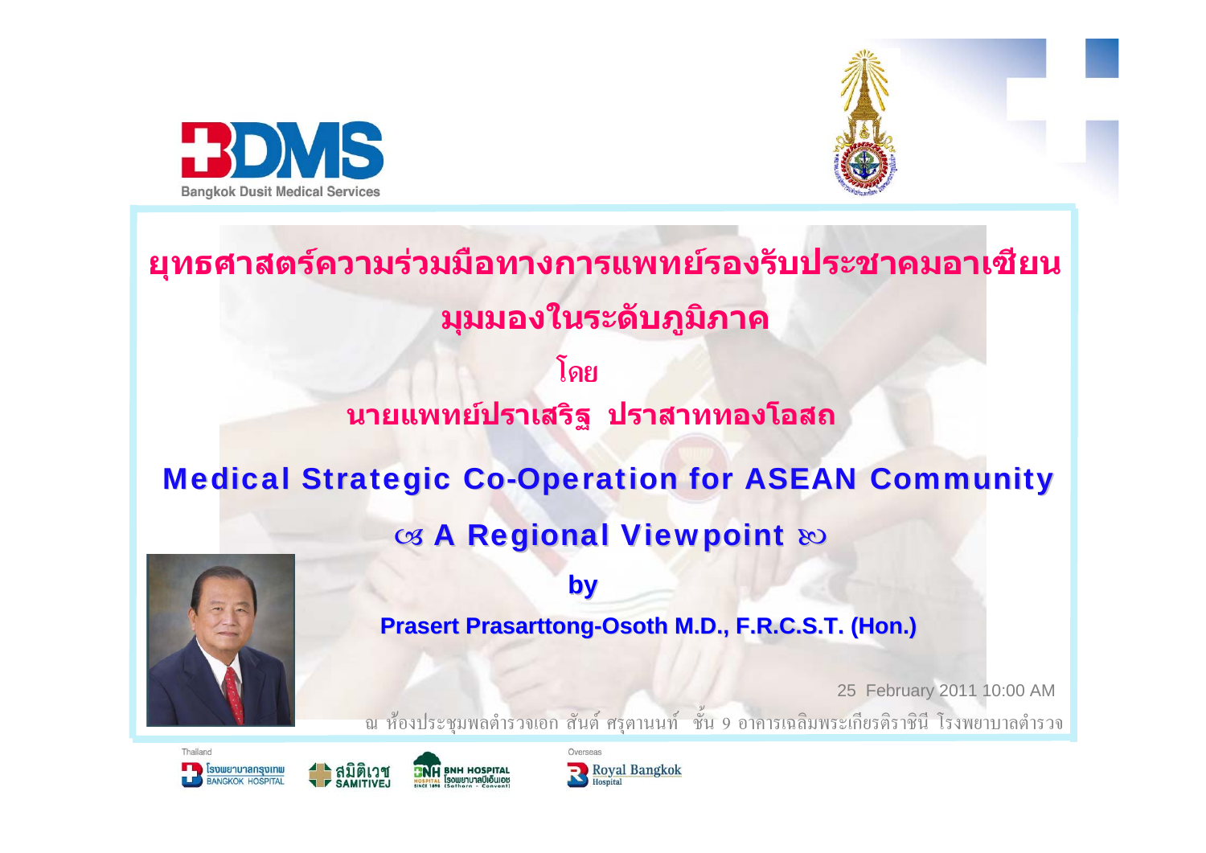Bangkok Dusit Medical Services

# ยุทธศาสตร์ความร่วมมือทางการแพทย์รองรับประชาคมอาเซียน

## มุมมองในระดับภูมิภาค

โดย

**นายแพทย์ปราเสริฐ ปราสาททองโอสถ**

# Medical Strategic Co-Operation for ASEAN Community

## ☙ A Regional Viewpoint ❧

**by**

**Prasert Prasarttong-Osoth M.D., F.R.C.S.T. (Hon.)**

25 February 2011 10:00 AM

ณ ห้องประชุมพลตำรวจเอก สันต์ ศรุตานนท์ ชั้น 9 อาคารเฉลิมพระเกียรติราชินี โรงพยาบาลตำรวจ

Thailand

โรงพยาบาลกรุงเทพ BANGKOK HOSPITAL

สมิติเวช SAMITIVEJ

BNH HOSPITAL โรงพยาบาลบีเอ็นเอช

Overseas

Royal Bangkok Hospital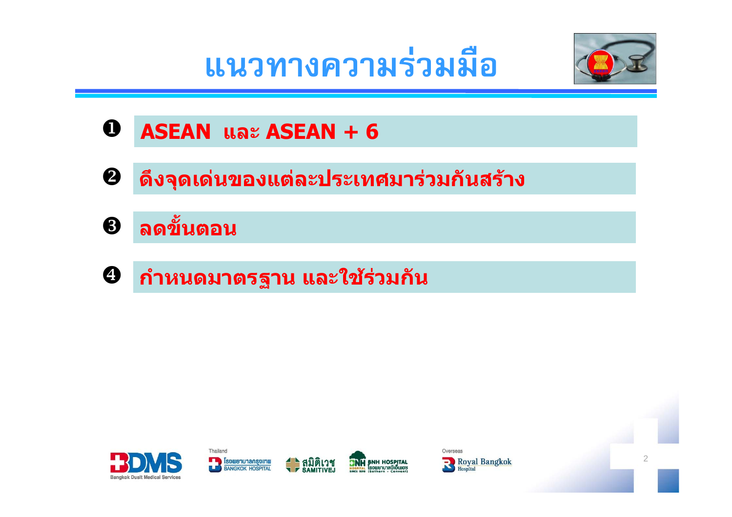# แนวทางความร่วมมือ

1. ASEAN และ ASEAN + 6
2. ดึงจุดเด่นของแต่ละประเทศมาร่วมกันสร้าง
3. ลดขั้นตอน
4. กำหนดมาตรฐาน และใช้ร่วมกัน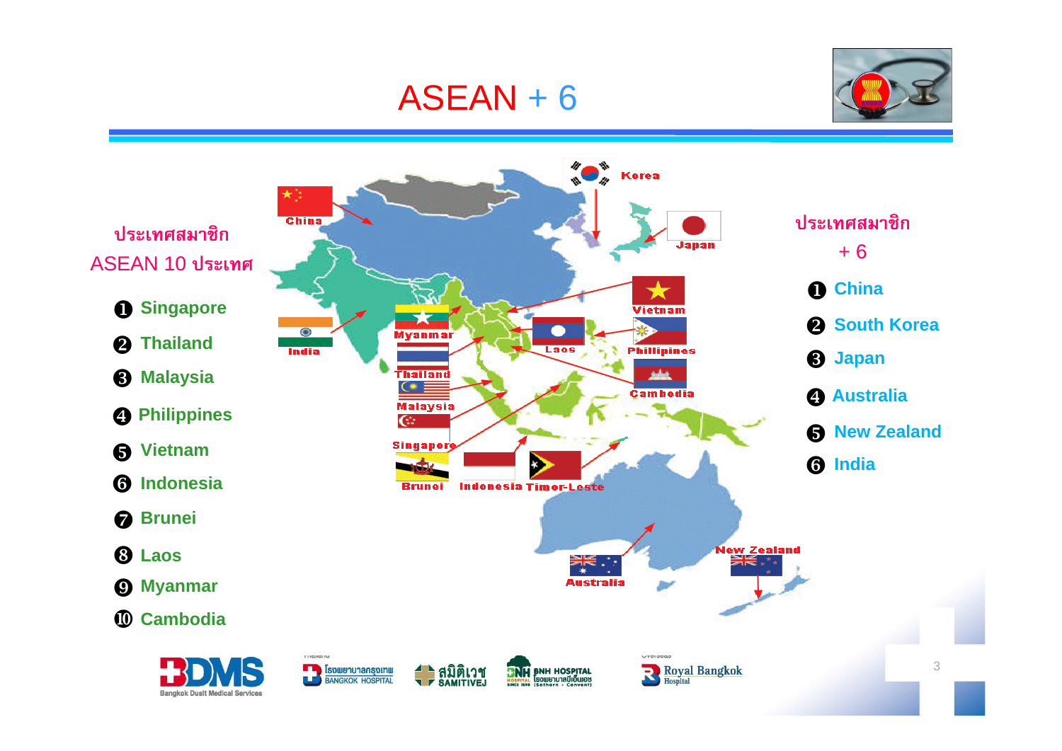# ASEAN + 6

ประเทศสมาชิก ASEAN 10 ประเทศ

1. Singapore
2. Thailand
3. Malaysia
4. Philippines
5. Vietnam
6. Indonesia
7. Brunei
8. Laos
9. Myanmar
10. Cambodia

ประเทศสมาชิก + 6

1. China
2. South Korea
3. Japan
4. Australia
5. New Zealand
6. India

China, Korea, Japan, India, Myanmar, Thailand, Malaysia, Singapore, Brunei, Indonesia, Timor-Leste, Vietnam, Laos, Phillipines, Cambodia, Australia, New Zealand

BDMS Bangkok Dusit Medical Services | โรงพยาบาลกรุงเทพ BANGKOK HOSPITAL | สมิติเวช SAMITIVEJ | BNH HOSPITAL โรงพยาบาลบีเอ็นเอช (Sathorn - Convent) | Royal Bangkok Hospital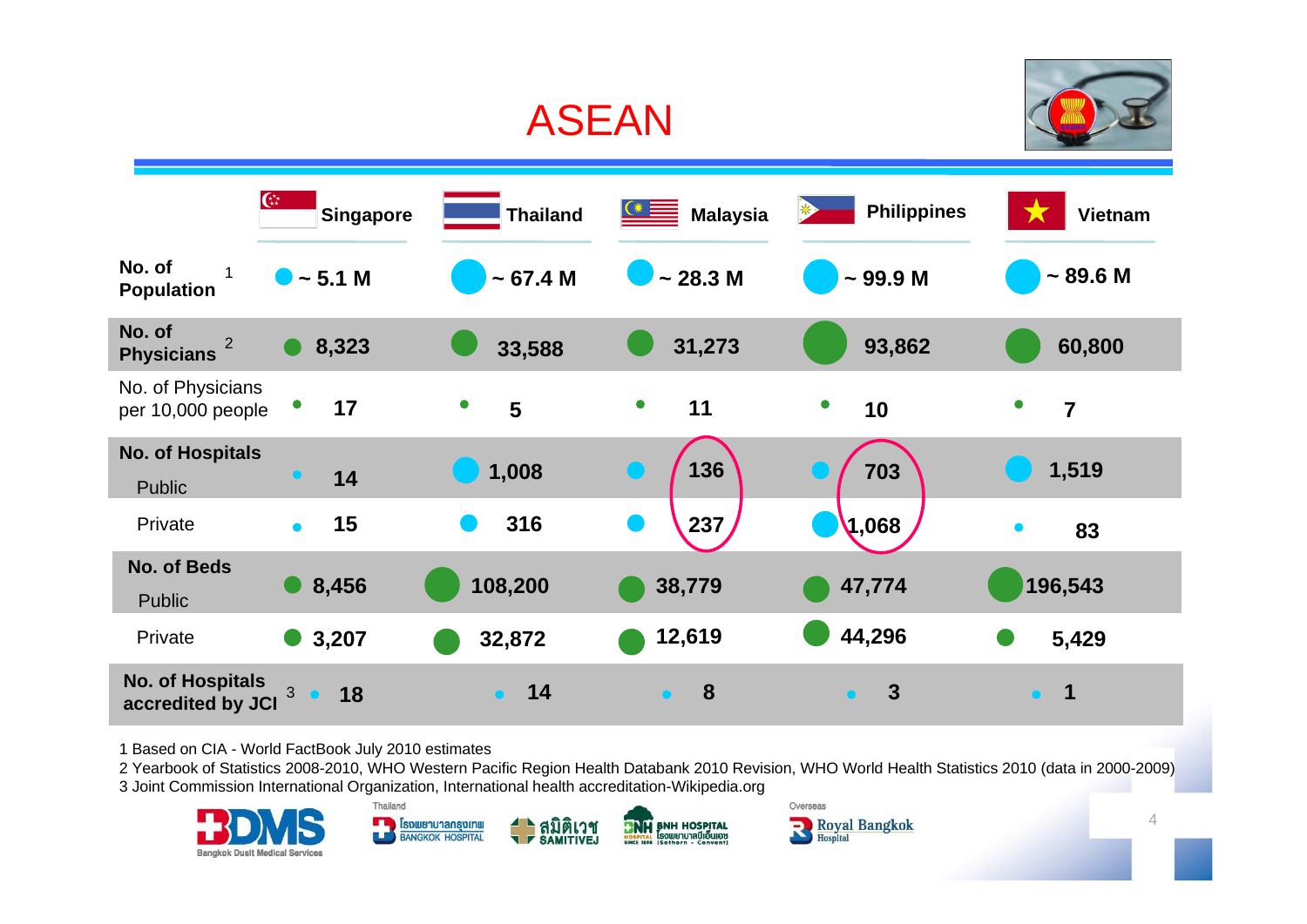# ASEAN

| | Singapore | Thailand | Malaysia | Philippines | Vietnam |
|---|---|---|---|---|---|
| No. of Population [1] | ~ 5.1 M | ~ 67.4 M | ~ 28.3 M | ~ 99.9 M | ~ 89.6 M |
| No. of Physicians [2] | 8,323 | 33,588 | 31,273 | 93,862 | 60,800 |
| No. of Physicians per 10,000 people | 17 | 5 | 11 | 10 | 7 |
| **No. of Hospitals** Public | 14 | 1,008 | 136 | 703 | 1,519 |
| Private | 15 | 316 | 237 | 1,068 | 83 |
| **No. of Beds** Public | 8,456 | 108,200 | 38,779 | 47,774 | 196,543 |
| Private | 3,207 | 32,872 | 12,619 | 44,296 | 5,429 |
| No. of Hospitals accredited by JCI [3] | 18 | 14 | 8 | 3 | 1 |

1 Based on CIA - World FactBook July 2010 estimates

2 Yearbook of Statistics 2008-2010, WHO Western Pacific Region Health Databank 2010 Revision, WHO World Health Statistics 2010 (data in 2000-2009)

3 Joint Commission International Organization, International health accreditation-Wikipedia.org

BDMS Bangkok Dusit Medical Services

Thailand: Bangkok Hospital, Samitivej, BNH Hospital

Overseas: Royal Bangkok Hospital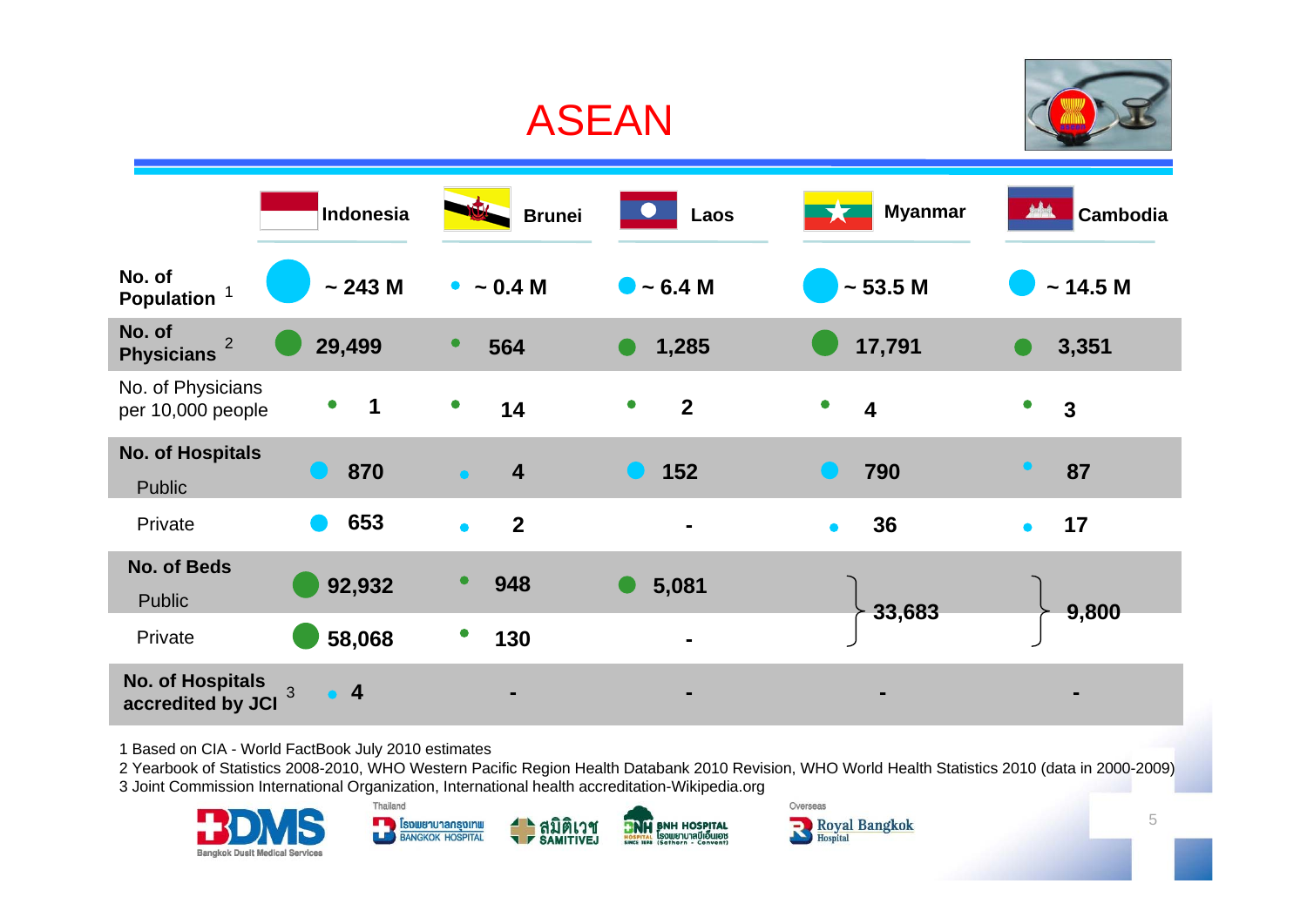# ASEAN

| | Indonesia | Brunei | Laos | Myanmar | Cambodia |
|---|---|---|---|---|---|
| **No. of Population** [1] | ~ 243 M | ~ 0.4 M | ~ 6.4 M | ~ 53.5 M | ~ 14.5 M |
| **No. of Physicians** [2] | 29,499 | 564 | 1,285 | 17,791 | 3,351 |
| No. of Physicians per 10,000 people | 1 | 14 | 2 | 4 | 3 |
| **No. of Hospitals** Public | 870 | 4 | 152 | 790 | 87 |
| Private | 653 | 2 | - | 36 | 17 |
| **No. of Beds** Public | 92,932 | 948 | 5,081 | 33,683 (Public + Private) | 9,800 (Public + Private) |
| Private | 58,068 | 130 | - | | |
| **No. of Hospitals accredited by JCI** [3] | 4 | - | - | - | - |

1 Based on CIA - World FactBook July 2010 estimates

2 Yearbook of Statistics 2008-2010, WHO Western Pacific Region Health Databank 2010 Revision, WHO World Health Statistics 2010 (data in 2000-2009)

3 Joint Commission International Organization, International health accreditation-Wikipedia.org

BDMS Bangkok Dusit Medical Services

Thailand: โรงพยาบาลกรุงเทพ BANGKOK HOSPITAL | สมิติเวช SAMITIVEJ | BNH HOSPITAL โรงพยาบาลบีเอ็นเอช (Sathorn - Convent)

Overseas: Royal Bangkok Hospital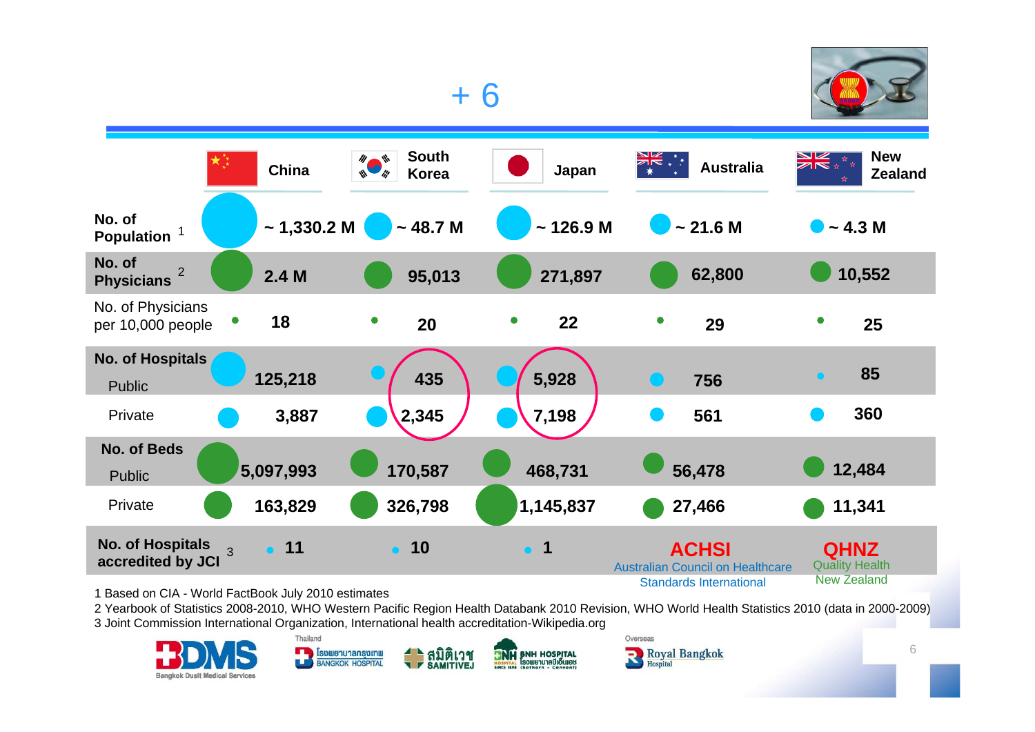# + 6

| | China | South Korea | Japan | Australia | New Zealand |
|---|---|---|---|---|---|
| **No. of Population** [1] | ~ 1,330.2 M | ~ 48.7 M | ~ 126.9 M | ~ 21.6 M | ~ 4.3 M |
| **No. of Physicians** [2] | 2.4 M | 95,013 | 271,897 | 62,800 | 10,552 |
| No. of Physicians per 10,000 people | 18 | 20 | 22 | 29 | 25 |
| **No. of Hospitals** | | | | | |
| Public | 125,218 | 435 | 5,928 | 756 | 85 |
| Private | 3,887 | 2,345 | 7,198 | 561 | 360 |
| **No. of Beds** | | | | | |
| Public | 5,097,993 | 170,587 | 468,731 | 56,478 | 12,484 |
| Private | 163,829 | 326,798 | 1,145,837 | 27,466 | 11,341 |
| **No. of Hospitals accredited by JCI** [3] | 11 | 10 | 1 | ACHSI Australian Council on Healthcare Standards International | QHNZ Quality Health New Zealand |

1 Based on CIA - World FactBook July 2010 estimates

2 Yearbook of Statistics 2008-2010, WHO Western Pacific Region Health Databank 2010 Revision, WHO World Health Statistics 2010 (data in 2000-2009)

3 Joint Commission International Organization, International health accreditation-Wikipedia.org

BDMS Bangkok Dusit Medical Services

Thailand: โรงพยาบาลกรุงเทพ BANGKOK HOSPITAL · สมิติเวช SAMITIVEJ · BNH HOSPITAL โรงพยาบาลบีเอ็นเอช

Overseas: Royal Bangkok Hospital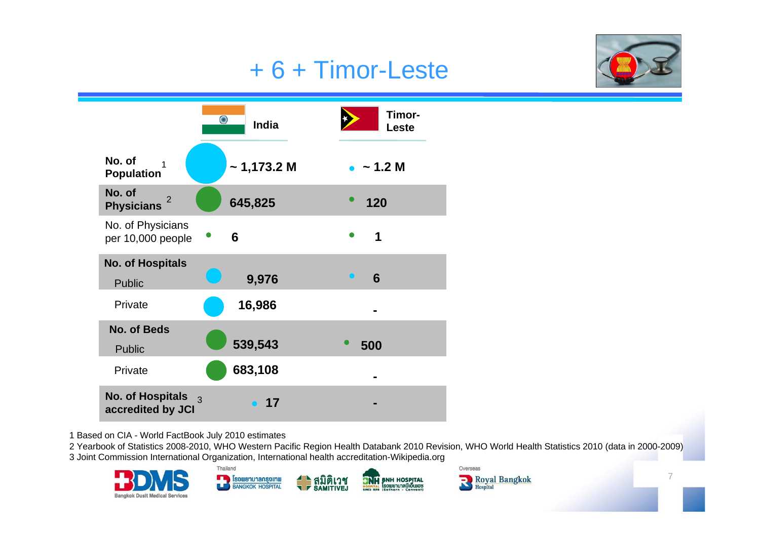# + 6 + Timor-Leste

| | India | Timor-Leste |
|---|---|---|
| **No. of Population** [1] | **~ 1,173.2 M** | **~ 1.2 M** |
| **No. of Physicians** [2] | **645,825** | **120** |
| No. of Physicians per 10,000 people | **6** | **1** |
| **No. of Hospitals** | | |
| Public | **9,976** | **6** |
| Private | **16,986** | **-** |
| **No. of Beds** | | |
| Public | **539,543** | **500** |
| Private | **683,108** | **-** |
| **No. of Hospitals accredited by JCI** [3] | **17** | **-** |

1 Based on CIA - World FactBook July 2010 estimates
2 Yearbook of Statistics 2008-2010, WHO Western Pacific Region Health Databank 2010 Revision, WHO World Health Statistics 2010 (data in 2000-2009)
3 Joint Commission International Organization, International health accreditation-Wikipedia.org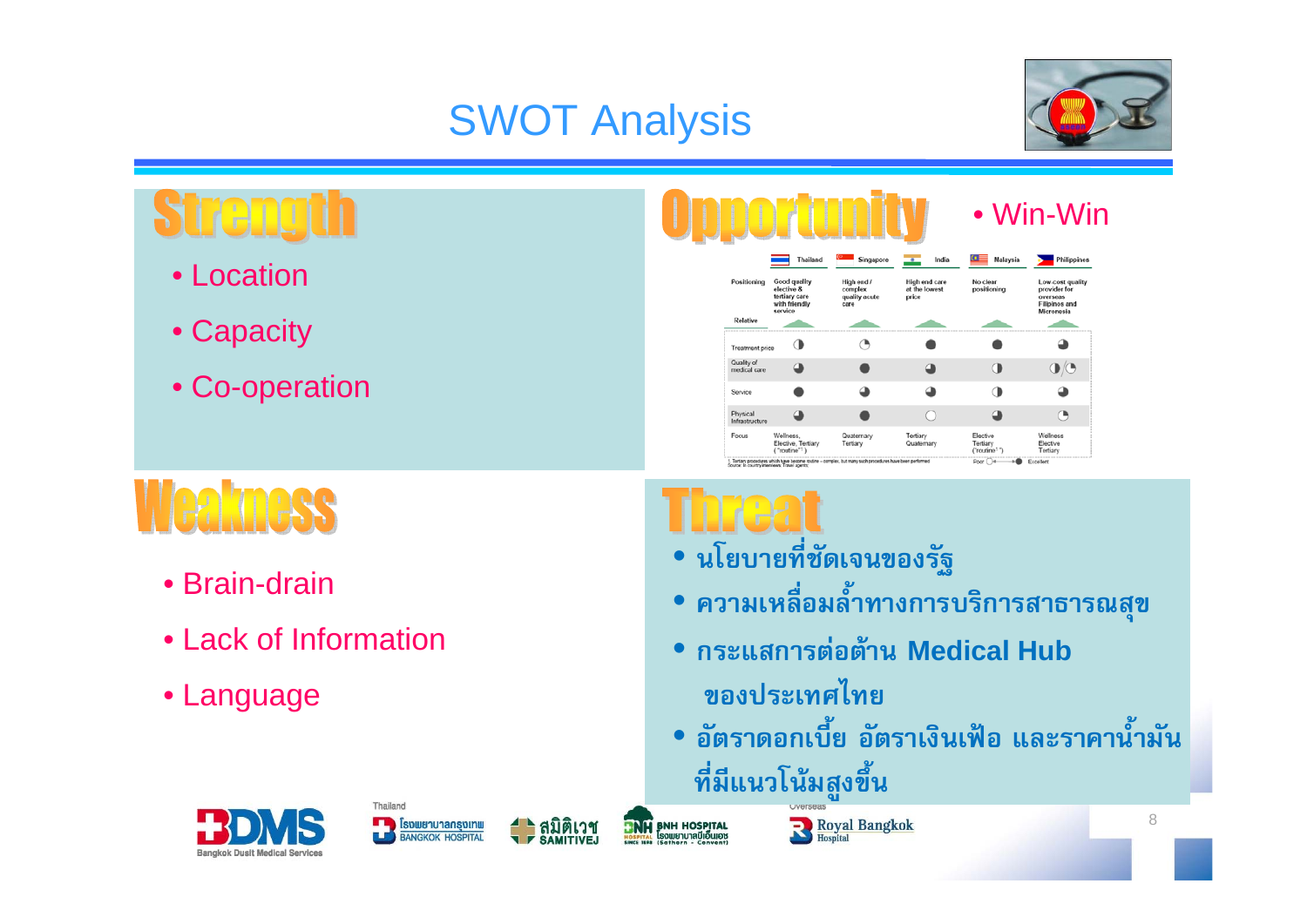# SWOT Analysis

## Strength

- Location
- Capacity
- Co-operation

## Opportunity

- Win-Win

| | Thailand | Singapore | India | Malaysia | Philippines |
|---|---|---|---|---|---|
| Positioning | Good quality elective & tertiary care with friendly service | High end / complex quality acute care | High end care at the lowest price | No clear positioning | Low cost quality provider for overseas Filipinos and Micronesia |
| Relative | | | | | |
| Treatment price | ◑ | ◔ | ● | ● | ◕ |
| Quality of medical care | ◕ | ● | ◕ | ◑ | ◑/◔ |
| Service | ● | ◕ | ◕ | ◑ | ◕ |
| Physical Infrastructure | ◕ | ● | ○ | ◕ | ◔ |
| Focus | Wellness, Elective, Tertiary ("routine"¹) | Quaternary Tertiary | Tertiary Quaternary | Elective Tertiary ("routine"¹) | Wellness Elective Tertiary |

1. Tertiary procedures which have become routine – complex, but many such procedures have been performed
Source: In country interviews; Travel agents

Poor ○ ——— ● Excellent

## Weakness

- Brain-drain
- Lack of Information
- Language

## Threat

- นโยบายที่ชัดเจนของรัฐ
- ความเหลื่อมล้ำทางการบริการสาธารณสุข
- กระแสการต่อต้าน Medical Hub ของประเทศไทย
- อัตราดอกเบี้ย อัตราเงินเฟ้อ และราคาน้ำมันที่มีแนวโน้มสูงขึ้น

BDMS Bangkok Dusit Medical Services

Thailand: โรงพยาบาลกรุงเทพ BANGKOK HOSPITAL, สมิติเวช SAMITIVEJ, BNH HOSPITAL โรงพยาบาลบีเอ็นเอช (Sathorn - Convent)

Overseas: Royal Bangkok Hospital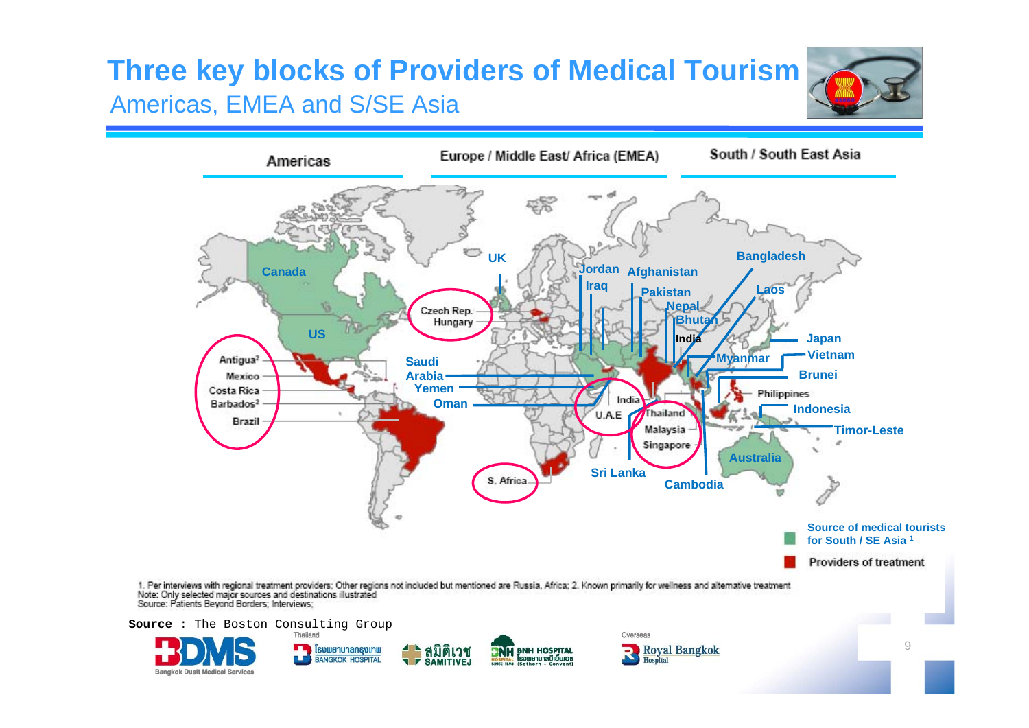# Three key blocks of Providers of Medical Tourism

## Americas, EMEA and S/SE Asia

Americas | Europe / Middle East/ Africa (EMEA) | South / South East Asia

Canada, US, UK, Jordan, Iraq, Afghanistan, Pakistan, Nepal, Bhutan, India, Bangladesh, Laos, Japan, Vietnam, Myanmar, Brunei, Philippines, Indonesia, Timor-Leste, Australia, Cambodia, Sri Lanka, Saudi Arabia, Yemen, Oman

Antigua[2], Mexico, Costa Rica, Barbados[2], Brazil, Czech Rep., Hungary, S. Africa, U.A.E, India, Thailand, Malaysia, Singapore

Source of medical tourists for South / SE Asia [1]

Providers of treatment

1. Per interviews with regional treatment providers; Other regions not included but mentioned are Russia, Africa; 2. Known primarily for wellness and alternative treatment
Note: Only selected major sources and destinations illustrated
Source: Patients Beyond Borders; Interviews;

**Source** : The Boston Consulting Group

BDMS Bangkok Dusit Medical Services

Thailand: โรงพยาบาลกรุงเทพ BANGKOK HOSPITAL; สมิติเวช SAMITIVEJ; BNH HOSPITAL โรงพยาบาลบีเอ็นเอช (Sathorn - Convent)

Overseas: Royal Bangkok Hospital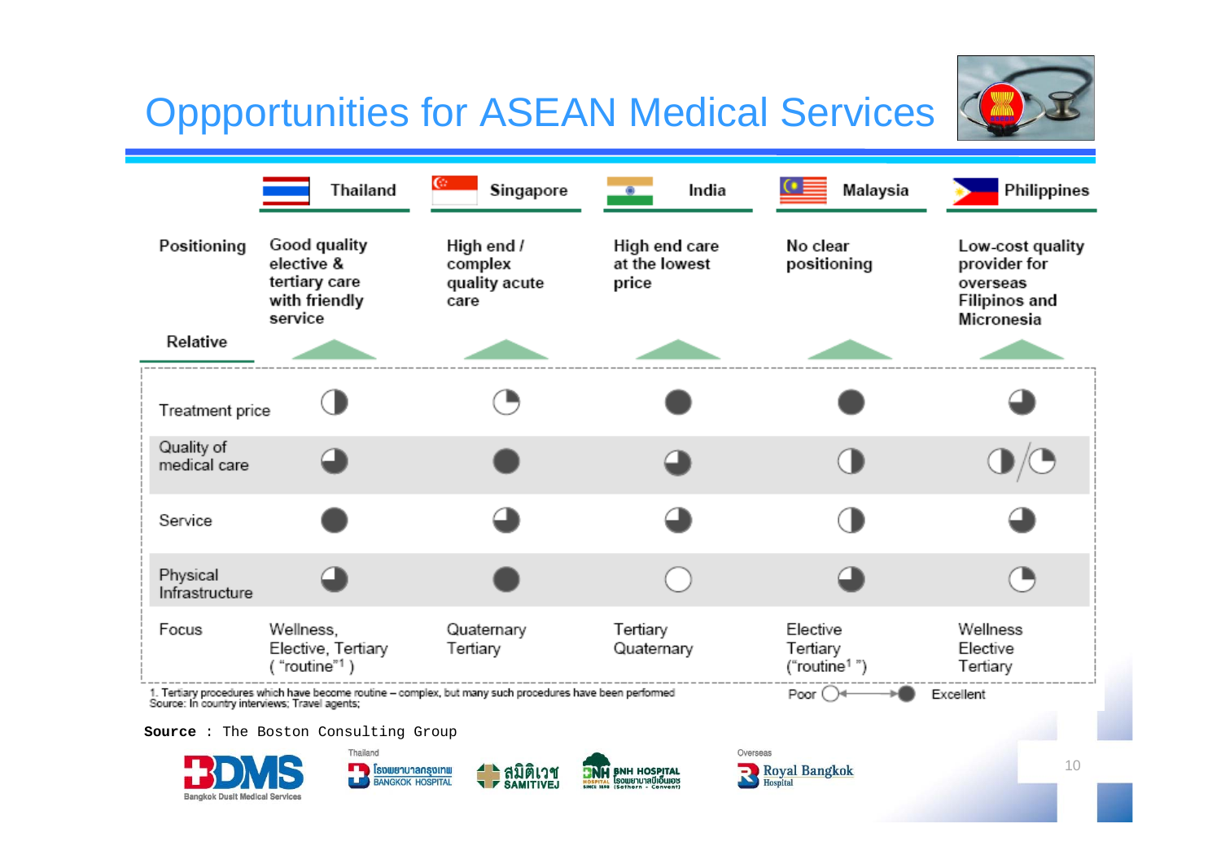# Oppportunities for ASEAN Medical Services

| | Thailand | Singapore | India | Malaysia | Philippines |
|---|---|---|---|---|---|
| **Positioning** | Good quality elective & tertiary care with friendly service | High end / complex quality acute care | High end care at the lowest price | No clear positioning | Low-cost quality provider for overseas Filipinos and Micronesia |
| **Relative** | | | | | |
| Treatment price | ◑ | ◔ | ● | ● | ◕ |
| Quality of medical care | ◕ | ● | ◕ | ◑ | ◑/◔ |
| Service | ● | ◕ | ◕ | ◑ | ◕ |
| Physical Infrastructure | ◕ | ● | ○ | ◕ | ◔ |
| Focus | Wellness, Elective, Tertiary ("routine"[1]) | Quaternary Tertiary | Tertiary Quaternary | Elective Tertiary ("routine[1]") | Wellness Elective Tertiary |

Poor ○ ⟷ ● Excellent

1. Tertiary procedures which have become routine – complex, but many such procedures have been performed
Source: In country interviews; Travel agents;

**Source** : The Boston Consulting Group

BDMS Bangkok Dusit Medical Services — Thailand: Bangkok Hospital, Samitivej, BNH Hospital — Overseas: Royal Bangkok Hospital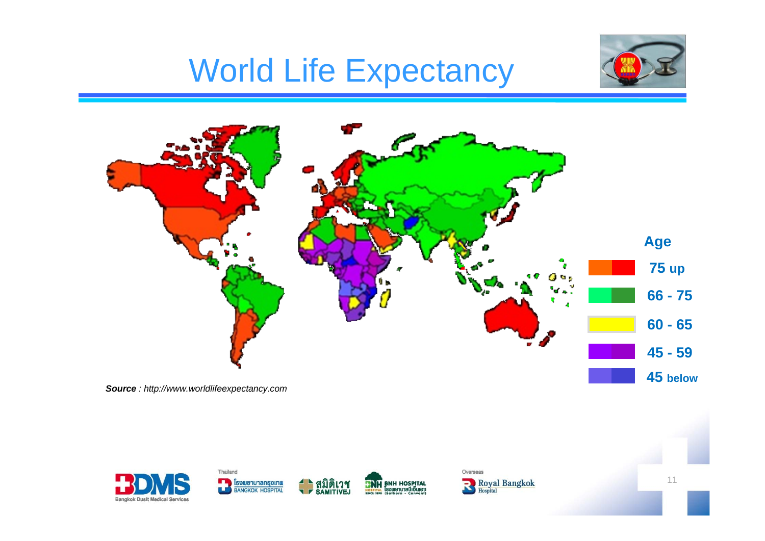# World Life Expectancy

Age

75 up

66 - 75

60 - 65

45 - 59

45 below

***Source*** *: http://www.worldlifeexpectancy.com*